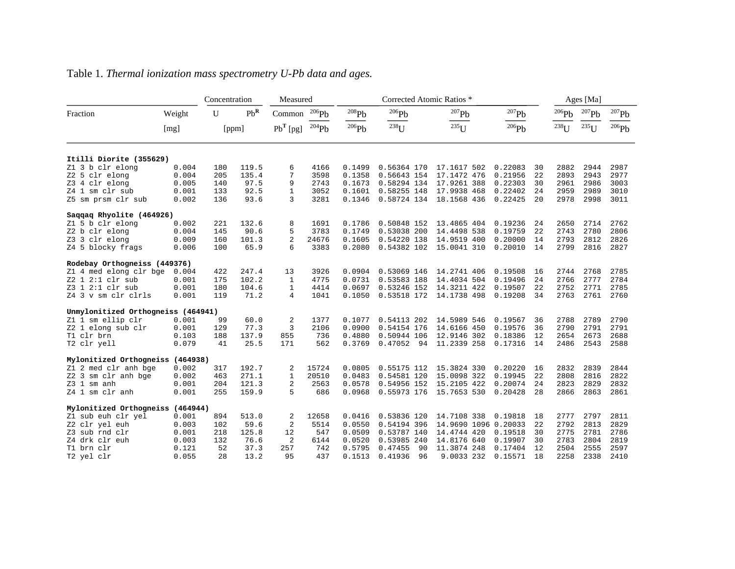Table 1. *Thermal ionization mass spectrometry U-Pb data and ages.*

| Fraction | Weight [mg] | Concentration U [ppm] | Concentration $Pb^R$ [ppm] | Measured Common $Pb^T$ [pg] | Measured $^{206}Pb/^{204}Pb$ | Corrected Atomic Ratios * $^{208}Pb/^{206}Pb$ | $^{206}Pb/^{238}U$ | | $^{207}Pb/^{235}U$ | | $^{207}Pb/^{206}Pb$ | | Ages [Ma] $^{206}Pb/^{238}U$ | $^{207}Pb/^{235}U$ | $^{207}Pb/^{206}Pb$ |
|---|---|---|---|---|---|---|---|---|---|---|---|---|---|---|---|
| **Itilli Diorite (355629)** | | | | | | | | | | | | | | | |
| Z1 3 b clr elong | 0.004 | 180 | 119.5 | 6 | 4166 | 0.1499 | 0.56364 | 170 | 17.1617 | 502 | 0.22083 | 30 | 2882 | 2944 | 2987 |
| Z2 5 clr elong | 0.004 | 205 | 135.4 | 7 | 3598 | 0.1358 | 0.56643 | 154 | 17.1472 | 476 | 0.21956 | 22 | 2893 | 2943 | 2977 |
| Z3 4 clr elong | 0.005 | 140 | 97.5 | 9 | 2743 | 0.1673 | 0.58294 | 134 | 17.9261 | 388 | 0.22303 | 30 | 2961 | 2986 | 3003 |
| Z4 1 sm clr sub | 0.001 | 133 | 92.5 | 1 | 3052 | 0.1601 | 0.58255 | 148 | 17.9938 | 468 | 0.22402 | 24 | 2959 | 2989 | 3010 |
| Z5 sm prsm clr sub | 0.002 | 136 | 93.6 | 3 | 3281 | 0.1346 | 0.58724 | 134 | 18.1568 | 436 | 0.22425 | 20 | 2978 | 2998 | 3011 |
| **Saqqaq Rhyolite (464926)** | | | | | | | | | | | | | | | |
| Z1 5 b clr elong | 0.002 | 221 | 132.6 | 8 | 1691 | 0.1786 | 0.50848 | 152 | 13.4865 | 404 | 0.19236 | 24 | 2650 | 2714 | 2762 |
| Z2 b clr elong | 0.004 | 145 | 90.6 | 5 | 3783 | 0.1749 | 0.53038 | 200 | 14.4498 | 538 | 0.19759 | 22 | 2743 | 2780 | 2806 |
| Z3 3 clr elong | 0.009 | 160 | 101.3 | 2 | 24676 | 0.1605 | 0.54220 | 138 | 14.9519 | 400 | 0.20000 | 14 | 2793 | 2812 | 2826 |
| Z4 5 blocky frags | 0.006 | 100 | 65.9 | 6 | 3383 | 0.2080 | 0.54382 | 102 | 15.0041 | 310 | 0.20010 | 14 | 2799 | 2816 | 2827 |
| **Rodebay Orthogneiss (449376)** | | | | | | | | | | | | | | | |
| Z1 4 med elong clr bge | 0.004 | 422 | 247.4 | 13 | 3926 | 0.0904 | 0.53069 | 146 | 14.2741 | 406 | 0.19508 | 16 | 2744 | 2768 | 2785 |
| Z2 1 2:1 clr sub | 0.001 | 175 | 102.2 | 1 | 4775 | 0.0731 | 0.53583 | 188 | 14.4034 | 504 | 0.19496 | 24 | 2766 | 2777 | 2784 |
| Z3 1 2:1 clr sub | 0.001 | 180 | 104.6 | 1 | 4414 | 0.0697 | 0.53246 | 152 | 14.3211 | 422 | 0.19507 | 22 | 2752 | 2771 | 2785 |
| Z4 3 v sm clr clrls | 0.001 | 119 | 71.2 | 4 | 1041 | 0.1050 | 0.53518 | 172 | 14.1738 | 498 | 0.19208 | 34 | 2763 | 2761 | 2760 |
| **Unmylonitized Orthogneiss (464941)** | | | | | | | | | | | | | | | |
| Z1 1 sm ellip clr | 0.001 | 99 | 60.0 | 2 | 1377 | 0.1077 | 0.54113 | 202 | 14.5989 | 546 | 0.19567 | 36 | 2788 | 2789 | 2790 |
| Z2 1 elong sub clr | 0.001 | 129 | 77.3 | 3 | 2106 | 0.0900 | 0.54154 | 176 | 14.6166 | 450 | 0.19576 | 36 | 2790 | 2791 | 2791 |
| T1 clr brn | 0.103 | 188 | 137.9 | 855 | 736 | 0.4880 | 0.50944 | 106 | 12.9146 | 302 | 0.18386 | 12 | 2654 | 2673 | 2688 |
| T2 clr yell | 0.079 | 41 | 25.5 | 171 | 562 | 0.3769 | 0.47052 | 94 | 11.2339 | 258 | 0.17316 | 14 | 2486 | 2543 | 2588 |
| **Mylonitized Orthogneiss (464938)** | | | | | | | | | | | | | | | |
| Z1 2 med clr anh bge | 0.002 | 317 | 192.7 | 2 | 15724 | 0.0805 | 0.55175 | 112 | 15.3824 | 330 | 0.20220 | 16 | 2832 | 2839 | 2844 |
| Z2 3 sm clr anh bge | 0.002 | 463 | 271.1 | 1 | 20510 | 0.0483 | 0.54581 | 120 | 15.0098 | 322 | 0.19945 | 22 | 2808 | 2816 | 2822 |
| Z3 1 sm anh | 0.001 | 204 | 121.3 | 2 | 2563 | 0.0578 | 0.54956 | 152 | 15.2105 | 422 | 0.20074 | 24 | 2823 | 2829 | 2832 |
| Z4 1 sm clr anh | 0.001 | 255 | 159.9 | 5 | 686 | 0.0968 | 0.55973 | 176 | 15.7653 | 530 | 0.20428 | 28 | 2866 | 2863 | 2861 |
| **Mylonitized Orthogneiss (464944)** | | | | | | | | | | | | | | | |
| Z1 sub euh clr yel | 0.001 | 894 | 513.0 | 2 | 12658 | 0.0416 | 0.53836 | 120 | 14.7108 | 338 | 0.19818 | 18 | 2777 | 2797 | 2811 |
| Z2 clr yel euh | 0.003 | 102 | 59.6 | 2 | 5514 | 0.0550 | 0.54194 | 396 | 14.9690 | 1096 | 0.20033 | 22 | 2792 | 2813 | 2829 |
| Z3 sub rnd clr | 0.001 | 218 | 125.8 | 12 | 547 | 0.0509 | 0.53787 | 140 | 14.4744 | 420 | 0.19518 | 30 | 2775 | 2781 | 2786 |
| Z4 drk clr euh | 0.003 | 132 | 76.6 | 2 | 6144 | 0.0520 | 0.53985 | 240 | 14.8176 | 640 | 0.19907 | 30 | 2783 | 2804 | 2819 |
| T1 brn clr | 0.121 | 52 | 37.3 | 257 | 742 | 0.5795 | 0.47455 | 90 | 11.3874 | 248 | 0.17404 | 12 | 2504 | 2555 | 2597 |
| T2 yel clr | 0.055 | 28 | 13.2 | 95 | 437 | 0.1513 | 0.41936 | 96 | 9.0033 | 232 | 0.15571 | 18 | 2258 | 2338 | 2410 |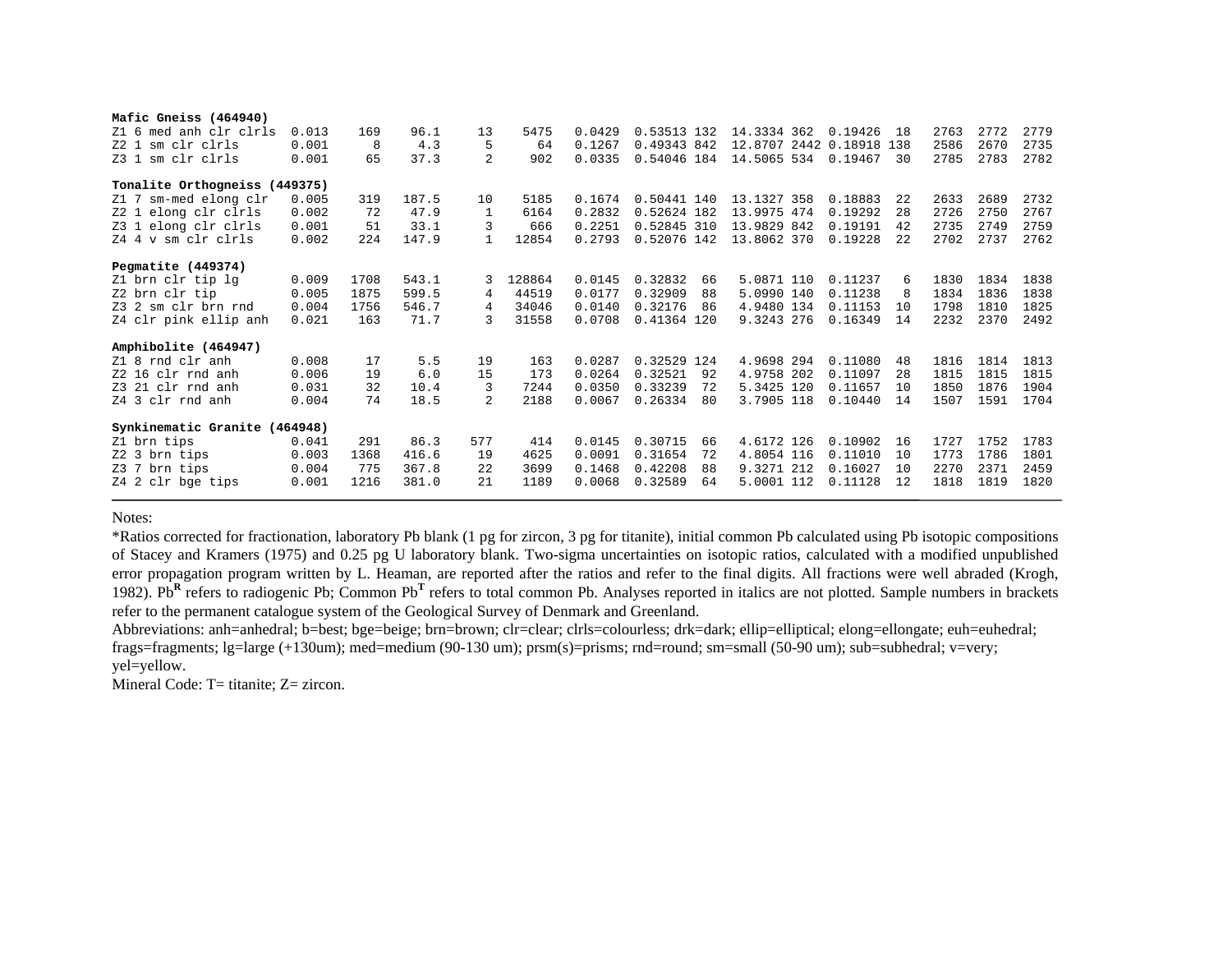| | | | | | | | | | | | | | | | | |
|---|---|---|---|---|---|---|---|---|---|---|---|---|---|---|---|---|
| **Mafic Gneiss (464940)** | | | | | | | | | | | | | | | | |
| Z1 6 med anh clr clrls | 0.013 | 169 | 96.1 | 13 | 5475 | 0.0429 | 0.53513 | 132 | 14.3334 | 362 | 0.19426 | 18 | 2763 | 2772 | 2779 | |
| Z2 1 sm clr clrls | 0.001 | 8 | 4.3 | 5 | 64 | 0.1267 | 0.49343 | 842 | 12.8707 | 2442 | 0.18918 | 138 | 2586 | 2670 | 2735 | |
| Z3 1 sm clr clrls | 0.001 | 65 | 37.3 | 2 | 902 | 0.0335 | 0.54046 | 184 | 14.5065 | 534 | 0.19467 | 30 | 2785 | 2783 | 2782 | |
| **Tonalite Orthogneiss (449375)** | | | | | | | | | | | | | | | | |
| Z1 7 sm-med elong clr | 0.005 | 319 | 187.5 | 10 | 5185 | 0.1674 | 0.50441 | 140 | 13.1327 | 358 | 0.18883 | 22 | 2633 | 2689 | 2732 | |
| Z2 1 elong clr clrls | 0.002 | 72 | 47.9 | 1 | 6164 | 0.2832 | 0.52624 | 182 | 13.9975 | 474 | 0.19292 | 28 | 2726 | 2750 | 2767 | |
| Z3 1 elong clr clrls | 0.001 | 51 | 33.1 | 3 | 666 | 0.2251 | 0.52845 | 310 | 13.9829 | 842 | 0.19191 | 42 | 2735 | 2749 | 2759 | |
| Z4 4 v sm clr clrls | 0.002 | 224 | 147.9 | 1 | 12854 | 0.2793 | 0.52076 | 142 | 13.8062 | 370 | 0.19228 | 22 | 2702 | 2737 | 2762 | |
| **Pegmatite (449374)** | | | | | | | | | | | | | | | | |
| Z1 brn clr tip lg | 0.009 | 1708 | 543.1 | 3 | 128864 | 0.0145 | 0.32832 | 66 | 5.0871 | 110 | 0.11237 | 6 | 1830 | 1834 | 1838 | |
| Z2 brn clr tip | 0.005 | 1875 | 599.5 | 4 | 44519 | 0.0177 | 0.32909 | 88 | 5.0990 | 140 | 0.11238 | 8 | 1834 | 1836 | 1838 | |
| Z3 2 sm clr brn rnd | 0.004 | 1756 | 546.7 | 4 | 34046 | 0.0140 | 0.32176 | 86 | 4.9480 | 134 | 0.11153 | 10 | 1798 | 1810 | 1825 | |
| Z4 clr pink ellip anh | 0.021 | 163 | 71.7 | 3 | 31558 | 0.0708 | 0.41364 | 120 | 9.3243 | 276 | 0.16349 | 14 | 2232 | 2370 | 2492 | |
| **Amphibolite (464947)** | | | | | | | | | | | | | | | | |
| Z1 8 rnd clr anh | 0.008 | 17 | 5.5 | 19 | 163 | 0.0287 | 0.32529 | 124 | 4.9698 | 294 | 0.11080 | 48 | 1816 | 1814 | 1813 | |
| Z2 16 clr rnd anh | 0.006 | 19 | 6.0 | 15 | 173 | 0.0264 | 0.32521 | 92 | 4.9758 | 202 | 0.11097 | 28 | 1815 | 1815 | 1815 | |
| Z3 21 clr rnd anh | 0.031 | 32 | 10.4 | 3 | 7244 | 0.0350 | 0.33239 | 72 | 5.3425 | 120 | 0.11657 | 10 | 1850 | 1876 | 1904 | |
| Z4 3 clr rnd anh | 0.004 | 74 | 18.5 | 2 | 2188 | 0.0067 | 0.26334 | 80 | 3.7905 | 118 | 0.10440 | 14 | 1507 | 1591 | 1704 | |
| **Synkinematic Granite (464948)** | | | | | | | | | | | | | | | | |
| Z1 brn tips | 0.041 | 291 | 86.3 | 577 | 414 | 0.0145 | 0.30715 | 66 | 4.6172 | 126 | 0.10902 | 16 | 1727 | 1752 | 1783 | |
| Z2 3 brn tips | 0.003 | 1368 | 416.6 | 19 | 4625 | 0.0091 | 0.31654 | 72 | 4.8054 | 116 | 0.11010 | 10 | 1773 | 1786 | 1801 | |
| Z3 7 brn tips | 0.004 | 775 | 367.8 | 22 | 3699 | 0.1468 | 0.42208 | 88 | 9.3271 | 212 | 0.16027 | 10 | 2270 | 2371 | 2459 | |
| Z4 2 clr bge tips | 0.001 | 1216 | 381.0 | 21 | 1189 | 0.0068 | 0.32589 | 64 | 5.0001 | 112 | 0.11128 | 12 | 1818 | 1819 | 1820 | |

Notes:

*Ratios corrected for fractionation, laboratory Pb blank (1 pg for zircon, 3 pg for titanite), initial common Pb calculated using Pb isotopic compositions of Stacey and Kramers (1975) and 0.25 pg U laboratory blank. Two-sigma uncertainties on isotopic ratios, calculated with a modified unpublished error propagation program written by L. Heaman, are reported after the ratios and refer to the final digits. All fractions were well abraded (Krogh, 1982). $Pb^R$ refers to radiogenic Pb; Common $Pb^T$ refers to total common Pb. Analyses reported in italics are not plotted. Sample numbers in brackets refer to the permanent catalogue system of the Geological Survey of Denmark and Greenland.

Abbreviations: anh=anhedral; b=best; bge=beige; brn=brown; clr=clear; clrls=colourless; drk=dark; ellip=elliptical; elong=ellongate; euh=euhedral; frags=fragments; lg=large (+130um); med=medium (90-130 um); prsm(s)=prisms; rnd=round; sm=small (50-90 um); sub=subhedral; v=very; yel=yellow.

Mineral Code: T= titanite; Z= zircon.